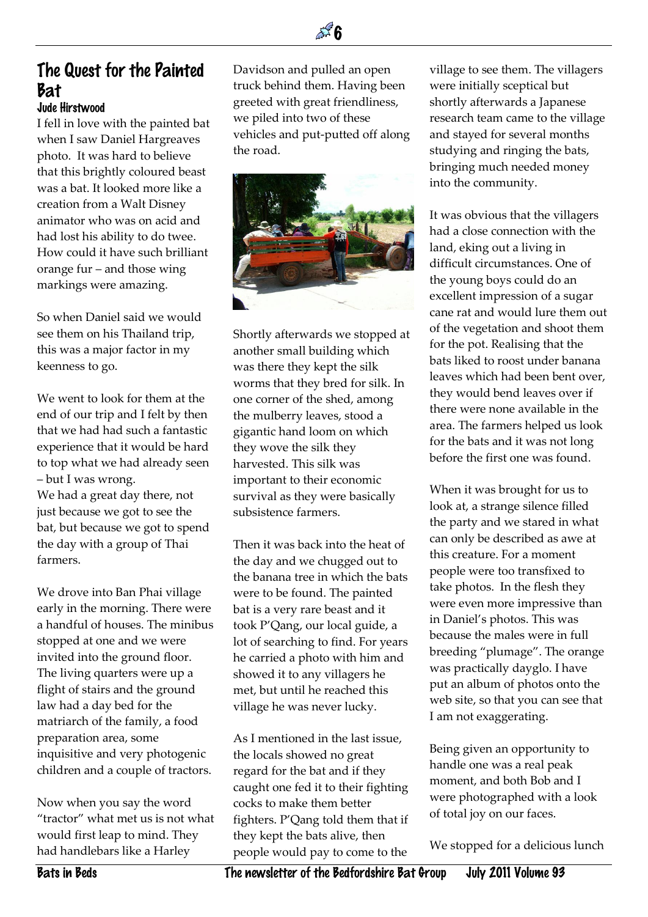# The Quest for the Painted Bat

**Jude Hirstwood**

I fell in love with the painted bat when I saw Daniel Hargreaves photo. It was hard to believe that this brightly coloured beast was a bat. It looked more like a creation from a Walt Disney animator who was on acid and had lost his ability to do twee. How could it have such brilliant orange fur – and those wing markings were amazing.

So when Daniel said we would see them on his Thailand trip, this was a major factor in my keenness to go.

We went to look for them at the end of our trip and I felt by then that we had had such a fantastic experience that it would be hard to top what we had already seen – but I was wrong.
We had a great day there, not just because we got to see the bat, but because we got to spend the day with a group of Thai farmers.

We drove into Ban Phai village early in the morning. There were a handful of houses. The minibus stopped at one and we were invited into the ground floor. The living quarters were up a flight of stairs and the ground law had a day bed for the matriarch of the family, a food preparation area, some inquisitive and very photogenic children and a couple of tractors.

Now when you say the word "tractor" what met us is not what would first leap to mind. They had handlebars like a Harley Davidson and pulled an open truck behind them. Having been greeted with great friendliness, we piled into two of these vehicles and put-putted off along the road.

Shortly afterwards we stopped at another small building which was there they kept the silk worms that they bred for silk. In one corner of the shed, among the mulberry leaves, stood a gigantic hand loom on which they wove the silk they harvested. This silk was important to their economic survival as they were basically subsistence farmers.

Then it was back into the heat of the day and we chugged out to the banana tree in which the bats were to be found. The painted bat is a very rare beast and it took P'Qang, our local guide, a lot of searching to find. For years he carried a photo with him and showed it to any villagers he met, but until he reached this village he was never lucky.

As I mentioned in the last issue, the locals showed no great regard for the bat and if they caught one fed it to their fighting cocks to make them better fighters. P'Qang told them that if they kept the bats alive, then people would pay to come to the village to see them. The villagers were initially sceptical but shortly afterwards a Japanese research team came to the village and stayed for several months studying and ringing the bats, bringing much needed money into the community.

It was obvious that the villagers had a close connection with the land, eking out a living in difficult circumstances. One of the young boys could do an excellent impression of a sugar cane rat and would lure them out of the vegetation and shoot them for the pot. Realising that the bats liked to roost under banana leaves which had been bent over, they would bend leaves over if there were none available in the area. The farmers helped us look for the bats and it was not long before the first one was found.

When it was brought for us to look at, a strange silence filled the party and we stared in what can only be described as awe at this creature. For a moment people were too transfixed to take photos. In the flesh they were even more impressive than in Daniel's photos. This was because the males were in full breeding "plumage". The orange was practically dayglo. I have put an album of photos onto the web site, so that you can see that I am not exaggerating.

Being given an opportunity to handle one was a real peak moment, and both Bob and I were photographed with a look of total joy on our faces.

We stopped for a delicious lunch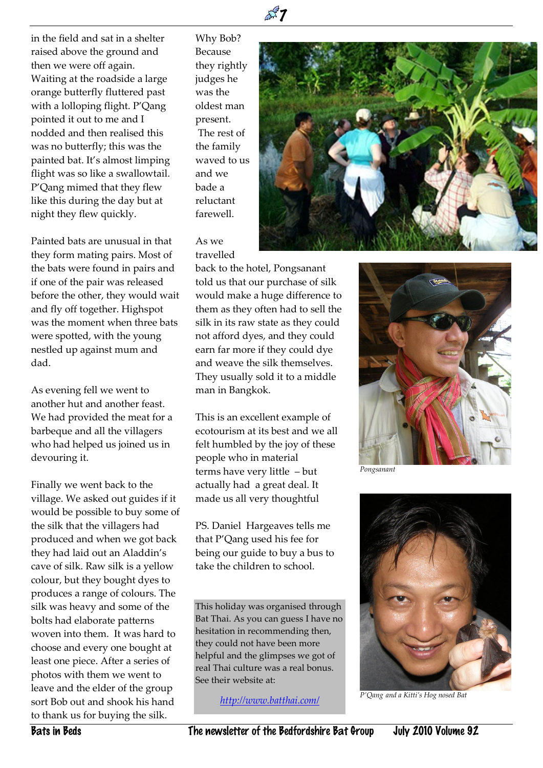in the field and sat in a shelter raised above the ground and then we were off again. Waiting at the roadside a large orange butterfly fluttered past with a lolloping flight. P'Qang pointed it out to me and I nodded and then realised this was no butterfly; this was the painted bat. It's almost limping flight was so like a swallowtail. P'Qang mimed that they flew like this during the day but at night they flew quickly.

Painted bats are unusual in that they form mating pairs. Most of the bats were found in pairs and if one of the pair was released before the other, they would wait and fly off together. Highspot was the moment when three bats were spotted, with the young nestled up against mum and dad.

As evening fell we went to another hut and another feast. We had provided the meat for a barbeque and all the villagers who had helped us joined us in devouring it.

Finally we went back to the village. We asked out guides if it would be possible to buy some of the silk that the villagers had produced and when we got back they had laid out an Aladdin's cave of silk. Raw silk is a yellow colour, but they bought dyes to produces a range of colours. The silk was heavy and some of the bolts had elaborate patterns woven into them. It was hard to choose and every one bought at least one piece. After a series of photos with them we went to leave and the elder of the group sort Bob out and shook his hand to thank us for buying the silk.

Why Bob? Because they rightly judges he was the oldest man present. The rest of the family waved to us and we bade a reluctant farewell.

As we travelled back to the hotel, Pongsanant told us that our purchase of silk would make a huge difference to them as they often had to sell the silk in its raw state as they could not afford dyes, and they could earn far more if they could dye and weave the silk themselves. They usually sold it to a middle man in Bangkok.

This is an excellent example of ecotourism at its best and we all felt humbled by the joy of these people who in material terms have very little – but actually had a great deal. It made us all very thoughtful

PS. Daniel Hargeaves tells me that P'Qang used his fee for being our guide to buy a bus to take the children to school.

This holiday was organised through Bat Thai. As you can guess I have no hesitation in recommending then, they could not have been more helpful and the glimpses we got of real Thai culture was a real bonus. See their website at:

[http://www.batthai.com/](http://www.batthai.com/)

*Pongsanant*

*P'Qang and a Kitti's Hog nosed Bat*